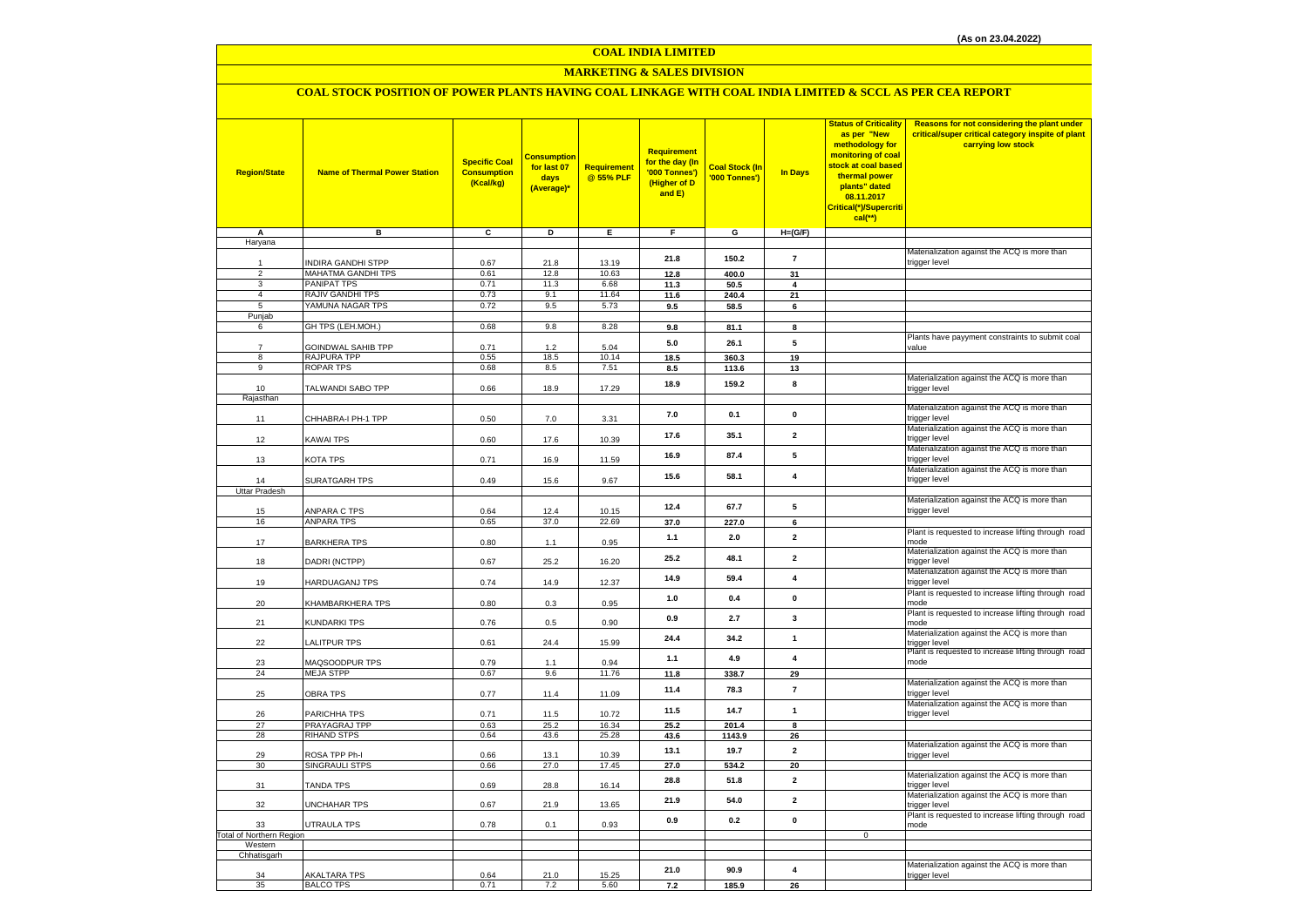(As on 23.04.2022)

# COAL INDIA LIMITED

## MARKETING & SALES DIVISION

### COAL STOCK POSITION OF POWER PLANTS HAVING COAL LINKAGE WITH COAL INDIA LIMITED & SCCL AS PER CEA REPORT

| Region/State | Name of Thermal Power Station | Specific Coal Consumption (Kcal/kg) | Consumption for last 07 days (Average)* | Requirement @ 55% PLF | Requirement for the day (In '000 Tonnes') (Higher of D and E) | Coal Stock (In '000 Tonnes') | In Days | Status of Criticality as per "New methodology for monitoring of coal stock at coal based thermal power plants" dated 08.11.2017 Critical(*)/Supercritical(**) | Reasons for not considering the plant under critical/super critical category inspite of plant carrying low stock |
|---|---|---|---|---|---|---|---|---|---|
| A | B | C | D | E | F | G | H=(G/F) | | |
| Haryana | | | | | | | | | |
| 1 | INDIRA GANDHI STPP | 0.67 | 21.8 | 13.19 | 21.8 | 150.2 | 7 | | Materialization against the ACQ is more than trigger level |
| 2 | MAHATMA GANDHI TPS | 0.61 | 12.8 | 10.63 | 12.8 | 400.0 | 31 | | |
| 3 | PANIPAT TPS | 0.71 | 11.3 | 6.68 | 11.3 | 50.5 | 4 | | |
| 4 | RAJIV GANDHI TPS | 0.73 | 9.1 | 11.64 | 11.6 | 240.4 | 21 | | |
| 5 | YAMUNA NAGAR TPS | 0.72 | 9.5 | 5.73 | 9.5 | 58.5 | 6 | | |
| Punjab | | | | | | | | | |
| 6 | GH TPS (LEH.MOH.) | 0.68 | 9.8 | 8.28 | 9.8 | 81.1 | 8 | | |
| 7 | GOINDWAL SAHIB TPP | 0.71 | 1.2 | 5.04 | 5.0 | 26.1 | 5 | | Plants have payyment constraints to submit coal value |
| 8 | RAJPURA TPP | 0.55 | 18.5 | 10.14 | 18.5 | 360.3 | 19 | | |
| 9 | ROPAR TPS | 0.68 | 8.5 | 7.51 | 8.5 | 113.6 | 13 | | |
| 10 | TALWANDI SABO TPP | 0.66 | 18.9 | 17.29 | 18.9 | 159.2 | 8 | | Materialization against the ACQ is more than trigger level |
| Rajasthan | | | | | | | | | |
| 11 | CHHABRA-I PH-1 TPP | 0.50 | 7.0 | 3.31 | 7.0 | 0.1 | 0 | | Materialization against the ACQ is more than trigger level |
| 12 | KAWAI TPS | 0.60 | 17.6 | 10.39 | 17.6 | 35.1 | 2 | | Materialization against the ACQ is more than trigger level |
| 13 | KOTA TPS | 0.71 | 16.9 | 11.59 | 16.9 | 87.4 | 5 | | Materialization against the ACQ is more than trigger level |
| 14 | SURATGARH TPS | 0.49 | 15.6 | 9.67 | 15.6 | 58.1 | 4 | | Materialization against the ACQ is more than trigger level |
| Uttar Pradesh | | | | | | | | | |
| 15 | ANPARA C TPS | 0.64 | 12.4 | 10.15 | 12.4 | 67.7 | 5 | | Materialization against the ACQ is more than trigger level |
| 16 | ANPARA TPS | 0.65 | 37.0 | 22.69 | 37.0 | 227.0 | 6 | | |
| 17 | BARKHERA TPS | 0.80 | 1.1 | 0.95 | 1.1 | 2.0 | 2 | | Plant is requested to increase lifting through road mode |
| 18 | DADRI (NCTPP) | 0.67 | 25.2 | 16.20 | 25.2 | 48.1 | 2 | | Materialization against the ACQ is more than trigger level |
| 19 | HARDUAGANJ TPS | 0.74 | 14.9 | 12.37 | 14.9 | 59.4 | 4 | | Materialization against the ACQ is more than trigger level |
| 20 | KHAMBARKHERA TPS | 0.80 | 0.3 | 0.95 | 1.0 | 0.4 | 0 | | Plant is requested to increase lifting through road mode |
| 21 | KUNDARKI TPS | 0.76 | 0.5 | 0.90 | 0.9 | 2.7 | 3 | | Plant is requested to increase lifting through road mode |
| 22 | LALITPUR TPS | 0.61 | 24.4 | 15.99 | 24.4 | 34.2 | 1 | | Materialization against the ACQ is more than trigger level |
| 23 | MAQSOODPUR TPS | 0.79 | 1.1 | 0.94 | 1.1 | 4.9 | 4 | | Plant is requested to increase lifting through road mode |
| 24 | MEJA STPP | 0.67 | 9.6 | 11.76 | 11.8 | 338.7 | 29 | | |
| 25 | OBRA TPS | 0.77 | 11.4 | 11.09 | 11.4 | 78.3 | 7 | | Materialization against the ACQ is more than trigger level |
| 26 | PARICHHA TPS | 0.71 | 11.5 | 10.72 | 11.5 | 14.7 | 1 | | Materialization against the ACQ is more than trigger level |
| 27 | PRAYAGRAJ TPP | 0.63 | 25.2 | 16.34 | 25.2 | 201.4 | 8 | | |
| 28 | RIHAND STPS | 0.64 | 43.6 | 25.28 | 43.6 | 1143.9 | 26 | | |
| 29 | ROSA TPP Ph-I | 0.66 | 13.1 | 10.39 | 13.1 | 19.7 | 2 | | Materialization against the ACQ is more than trigger level |
| 30 | SINGRAULI STPS | 0.66 | 27.0 | 17.45 | 27.0 | 534.2 | 20 | | |
| 31 | TANDA TPS | 0.69 | 28.8 | 16.14 | 28.8 | 51.8 | 2 | | Materialization against the ACQ is more than trigger level |
| 32 | UNCHAHAR TPS | 0.67 | 21.9 | 13.65 | 21.9 | 54.0 | 2 | | Materialization against the ACQ is more than trigger level |
| 33 | UTRAULA TPS | 0.78 | 0.1 | 0.93 | 0.9 | 0.2 | 0 | | Plant is requested to increase lifting through road mode |
| Total of Northern Region | | | | | | | | 0 | |
| Western | | | | | | | | | |
| Chhatisgarh | | | | | | | | | |
| 34 | AKALTARA TPS | 0.64 | 21.0 | 15.25 | 21.0 | 90.9 | 4 | | Materialization against the ACQ is more than trigger level |
| 35 | BALCO TPS | 0.71 | 7.2 | 5.60 | 7.2 | 185.9 | 26 | | |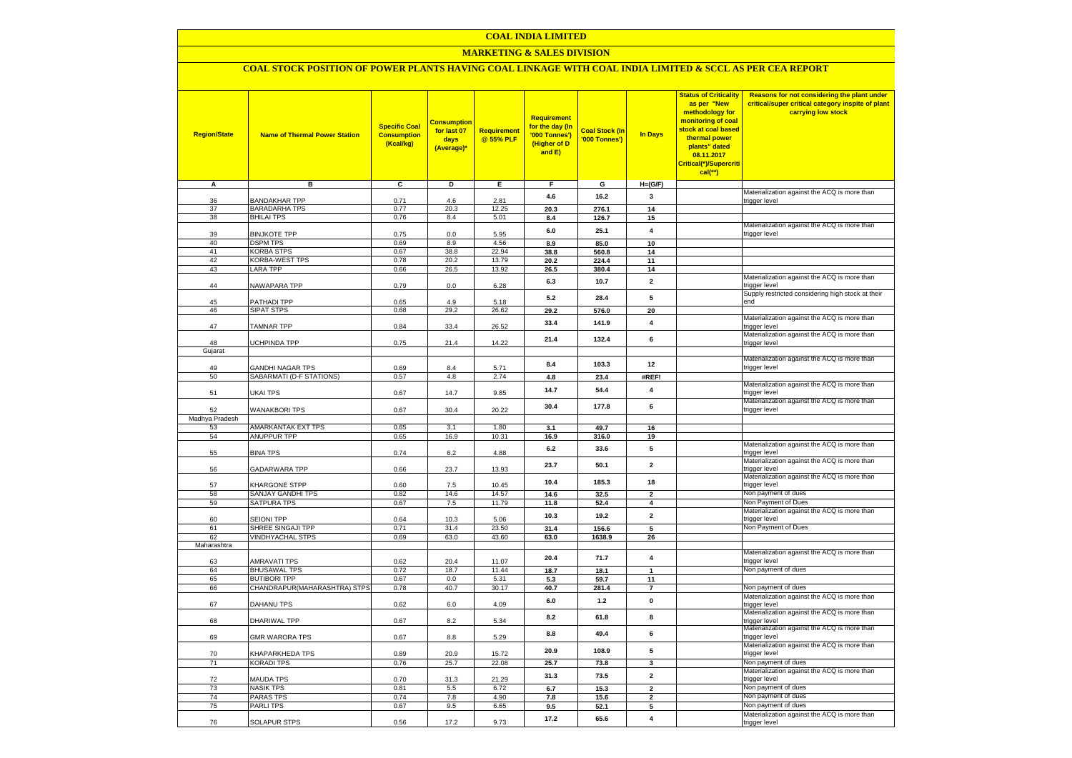# COAL INDIA LIMITED

## MARKETING & SALES DIVISION

### COAL STOCK POSITION OF POWER PLANTS HAVING COAL LINKAGE WITH COAL INDIA LIMITED & SCCL AS PER CEA REPORT

| Region/State | Name of Thermal Power Station | Specific Coal Consumption (Kcal/kg) | Consumption for last 07 days (Average)* | Requirement @ 55% PLF | Requirement for the day (In '000 Tonnes') (Higher of D and E) | Coal Stock (In '000 Tonnes') | In Days | Status of Criticality as per "New methodology for monitoring of coal stock at coal based thermal power plants" dated 08.11.2017 Critical(*)/Supercritical(**) | Reasons for not considering the plant under critical/super critical category inspite of plant carrying low stock |
|---|---|---|---|---|---|---|---|---|---|
| A | B | C | D | E | F | G | H=(G/F) | | |
| 36 | BANDAKHAR TPP | 0.71 | 4.6 | 2.81 | 4.6 | 16.2 | 3 | | Materialization against the ACQ is more than trigger level |
| 37 | BARADARHA TPS | 0.77 | 20.3 | 12.25 | 20.3 | 276.1 | 14 | | |
| 38 | BHILAI TPS | 0.76 | 8.4 | 5.01 | 8.4 | 126.7 | 15 | | |
| 39 | BINJKOTE TPP | 0.75 | 0.0 | 5.95 | 6.0 | 25.1 | 4 | | Materialization against the ACQ is more than trigger level |
| 40 | DSPM TPS | 0.69 | 8.9 | 4.56 | 8.9 | 85.0 | 10 | | |
| 41 | KORBA STPS | 0.67 | 38.8 | 22.94 | 38.8 | 560.8 | 14 | | |
| 42 | KORBA-WEST TPS | 0.78 | 20.2 | 13.79 | 20.2 | 224.4 | 11 | | |
| 43 | LARA TPP | 0.66 | 26.5 | 13.92 | 26.5 | 380.4 | 14 | | |
| 44 | NAWAPARA TPP | 0.79 | 0.0 | 6.28 | 6.3 | 10.7 | 2 | | Materialization against the ACQ is more than trigger level |
| 45 | PATHADI TPP | 0.65 | 4.9 | 5.18 | 5.2 | 28.4 | 5 | | Supply restricted considering high stock at their end |
| 46 | SIPAT STPS | 0.68 | 29.2 | 26.62 | 29.2 | 576.0 | 20 | | |
| 47 | TAMNAR TPP | 0.84 | 33.4 | 26.52 | 33.4 | 141.9 | 4 | | Materialization against the ACQ is more than trigger level |
| 48 | UCHPINDA TPP | 0.75 | 21.4 | 14.22 | 21.4 | 132.4 | 6 | | Materialization against the ACQ is more than trigger level |
| Gujarat | | | | | | | | | |
| 49 | GANDHI NAGAR TPS | 0.69 | 8.4 | 5.71 | 8.4 | 103.3 | 12 | | Materialization against the ACQ is more than trigger level |
| 50 | SABARMATI (D-F STATIONS) | 0.57 | 4.8 | 2.74 | 4.8 | 23.4 | #REF! | | |
| 51 | UKAI TPS | 0.67 | 14.7 | 9.85 | 14.7 | 54.4 | 4 | | Materialization against the ACQ is more than trigger level |
| 52 | WANAKBORI TPS | 0.67 | 30.4 | 20.22 | 30.4 | 177.8 | 6 | | Materialization against the ACQ is more than trigger level |
| Madhya Pradesh | | | | | | | | | |
| 53 | AMARKANTAK EXT TPS | 0.65 | 3.1 | 1.80 | 3.1 | 49.7 | 16 | | |
| 54 | ANUPPUR TPP | 0.65 | 16.9 | 10.31 | 16.9 | 316.0 | 19 | | |
| 55 | BINA TPS | 0.74 | 6.2 | 4.88 | 6.2 | 33.6 | 5 | | Materialization against the ACQ is more than trigger level |
| 56 | GADARWARA TPP | 0.66 | 23.7 | 13.93 | 23.7 | 50.1 | 2 | | Materialization against the ACQ is more than trigger level |
| 57 | KHARGONE STPP | 0.60 | 7.5 | 10.45 | 10.4 | 185.3 | 18 | | Materialization against the ACQ is more than trigger level |
| 58 | SANJAY GANDHI TPS | 0.82 | 14.6 | 14.57 | 14.6 | 32.5 | 2 | | Non payment of dues |
| 59 | SATPURA TPS | 0.67 | 7.5 | 11.79 | 11.8 | 52.4 | 4 | | Non Payment of Dues |
| 60 | SEIONI TPP | 0.64 | 10.3 | 5.06 | 10.3 | 19.2 | 2 | | Materialization against the ACQ is more than trigger level |
| 61 | SHREE SINGAJI TPP | 0.71 | 31.4 | 23.50 | 31.4 | 156.6 | 5 | | Non Payment of Dues |
| 62 | VINDHYACHAL STPS | 0.69 | 63.0 | 43.60 | 63.0 | 1638.9 | 26 | | |
| Maharashtra | | | | | | | | | |
| 63 | AMRAVATI TPS | 0.62 | 20.4 | 11.07 | 20.4 | 71.7 | 4 | | Materialization against the ACQ is more than trigger level |
| 64 | BHUSAWAL TPS | 0.72 | 18.7 | 11.44 | 18.7 | 18.1 | 1 | | Non payment of dues |
| 65 | BUTIBORI TPP | 0.67 | 0.0 | 5.31 | 5.3 | 59.7 | 11 | | |
| 66 | CHANDRAPUR(MAHARASHTRA) STPS | 0.78 | 40.7 | 30.17 | 40.7 | 281.4 | 7 | | Non payment of dues |
| 67 | DAHANU TPS | 0.62 | 6.0 | 4.09 | 6.0 | 1.2 | 0 | | Materialization against the ACQ is more than trigger level |
| 68 | DHARIWAL TPP | 0.67 | 8.2 | 5.34 | 8.2 | 61.8 | 8 | | Materialization against the ACQ is more than trigger level |
| 69 | GMR WARORA TPS | 0.67 | 8.8 | 5.29 | 8.8 | 49.4 | 6 | | Materialization against the ACQ is more than trigger level |
| 70 | KHAPARKHEDA TPS | 0.89 | 20.9 | 15.72 | 20.9 | 108.9 | 5 | | Materialization against the ACQ is more than trigger level |
| 71 | KORADI TPS | 0.76 | 25.7 | 22.08 | 25.7 | 73.8 | 3 | | Non payment of dues |
| 72 | MAUDA TPS | 0.70 | 31.3 | 21.29 | 31.3 | 73.5 | 2 | | Materialization against the ACQ is more than trigger level |
| 73 | NASIK TPS | 0.81 | 5.5 | 6.72 | 6.7 | 15.3 | 2 | | Non payment of dues |
| 74 | PARAS TPS | 0.74 | 7.8 | 4.90 | 7.8 | 15.6 | 2 | | Non payment of dues |
| 75 | PARLI TPS | 0.67 | 9.5 | 6.65 | 9.5 | 52.1 | 5 | | Non payment of dues |
| 76 | SOLAPUR STPS | 0.56 | 17.2 | 9.73 | 17.2 | 65.6 | 4 | | Materialization against the ACQ is more than trigger level |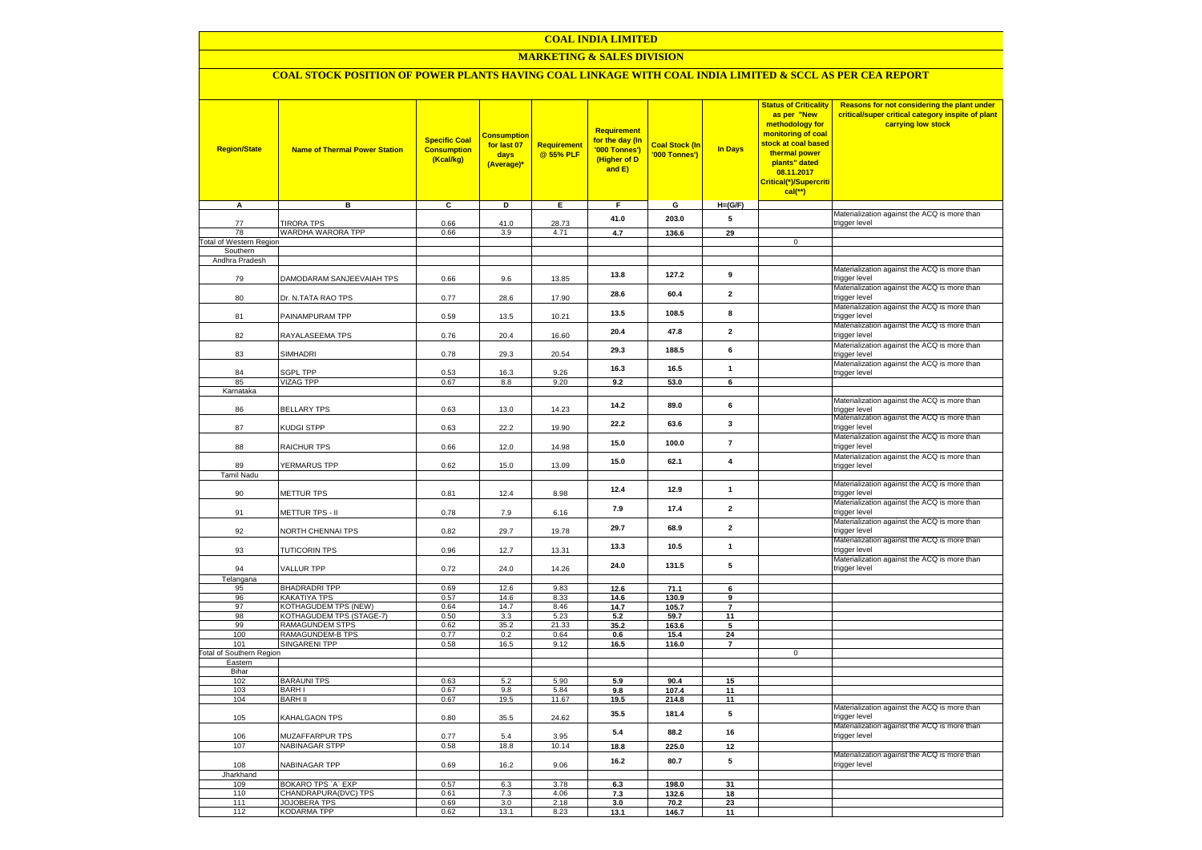# COAL INDIA LIMITED

## MARKETING & SALES DIVISION

### COAL STOCK POSITION OF POWER PLANTS HAVING COAL LINKAGE WITH COAL INDIA LIMITED & SCCL AS PER CEA REPORT

| Region/State | Name of Thermal Power Station | Specific Coal Consumption (Kcal/kg) | Consumption for last 07 days (Average)* | Requirement @ 55% PLF | Requirement for the day (In '000 Tonnes') (Higher of D and E) | Coal Stock (In '000 Tonnes') | In Days | Status of Criticality as per "New methodology for monitoring of coal stock at coal based thermal power plants" dated 08.11.2017 Critical(*)/Supercritical(**) | Reasons for not considering the plant under critical/super critical category inspite of plant carrying low stock |
|---|---|---|---|---|---|---|---|---|---|
| A | B | C | D | E | F | G | H=(G/F) | | |
| 77 | TIRORA TPS | 0.66 | 41.0 | 28.73 | 41.0 | 203.0 | 5 | | Materialization against the ACQ is more than trigger level |
| 78 | WARDHA WARORA TPP | 0.66 | 3.9 | 4.71 | 4.7 | 136.6 | 29 | | |
| Total of Western Region | | | | | | | | 0 | |
| Southern | | | | | | | | | |
| Andhra Pradesh | | | | | | | | | |
| 79 | DAMODARAM SANJEEVAIAH TPS | 0.66 | 9.6 | 13.85 | 13.8 | 127.2 | 9 | | Materialization against the ACQ is more than trigger level |
| 80 | Dr. N.TATA RAO TPS | 0.77 | 28.6 | 17.90 | 28.6 | 60.4 | 2 | | Materialization against the ACQ is more than trigger level |
| 81 | PAINAMPURAM TPP | 0.59 | 13.5 | 10.21 | 13.5 | 108.5 | 8 | | Materialization against the ACQ is more than trigger level |
| 82 | RAYALASEEMA TPS | 0.76 | 20.4 | 16.60 | 20.4 | 47.8 | 2 | | Materialization against the ACQ is more than trigger level |
| 83 | SIMHADRI | 0.78 | 29.3 | 20.54 | 29.3 | 188.5 | 6 | | Materialization against the ACQ is more than trigger level |
| 84 | SGPL TPP | 0.53 | 16.3 | 9.26 | 16.3 | 16.5 | 1 | | Materialization against the ACQ is more than trigger level |
| 85 | VIZAG TPP | 0.67 | 8.8 | 9.20 | 9.2 | 53.0 | 6 | | |
| Karnataka | | | | | | | | | |
| 86 | BELLARY TPS | 0.63 | 13.0 | 14.23 | 14.2 | 89.0 | 6 | | Materialization against the ACQ is more than trigger level |
| 87 | KUDGI STPP | 0.63 | 22.2 | 19.90 | 22.2 | 63.6 | 3 | | Materialization against the ACQ is more than trigger level |
| 88 | RAICHUR TPS | 0.66 | 12.0 | 14.98 | 15.0 | 100.0 | 7 | | Materialization against the ACQ is more than trigger level |
| 89 | YERMARUS TPP | 0.62 | 15.0 | 13.09 | 15.0 | 62.1 | 4 | | Materialization against the ACQ is more than trigger level |
| Tamil Nadu | | | | | | | | | |
| 90 | METTUR TPS | 0.81 | 12.4 | 8.98 | 12.4 | 12.9 | 1 | | Materialization against the ACQ is more than trigger level |
| 91 | METTUR TPS - II | 0.78 | 7.9 | 6.16 | 7.9 | 17.4 | 2 | | Materialization against the ACQ is more than trigger level |
| 92 | NORTH CHENNAI TPS | 0.82 | 29.7 | 19.78 | 29.7 | 68.9 | 2 | | Materialization against the ACQ is more than trigger level |
| 93 | TUTICORIN TPS | 0.96 | 12.7 | 13.31 | 13.3 | 10.5 | 1 | | Materialization against the ACQ is more than trigger level |
| 94 | VALLUR TPP | 0.72 | 24.0 | 14.26 | 24.0 | 131.5 | 5 | | Materialization against the ACQ is more than trigger level |
| Telangana | | | | | | | | | |
| 95 | BHADRADRI TPP | 0.69 | 12.6 | 9.83 | 12.6 | 71.1 | 6 | | |
| 96 | KAKATIYA TPS | 0.57 | 14.6 | 8.33 | 14.6 | 130.9 | 9 | | |
| 97 | KOTHAGUDEM TPS (NEW) | 0.64 | 14.7 | 8.46 | 14.7 | 105.7 | 7 | | |
| 98 | KOTHAGUDEM TPS (STAGE-7) | 0.50 | 3.3 | 5.23 | 5.2 | 59.7 | 11 | | |
| 99 | RAMAGUNDEM STPS | 0.62 | 35.2 | 21.33 | 35.2 | 163.6 | 5 | | |
| 100 | RAMAGUNDEM-B TPS | 0.77 | 0.2 | 0.64 | 0.6 | 15.4 | 24 | | |
| 101 | SINGARENI TPP | 0.58 | 16.5 | 9.12 | 16.5 | 116.0 | 7 | | |
| Total of Southern Region | | | | | | | | 0 | |
| Eastern | | | | | | | | | |
| Bihar | | | | | | | | | |
| 102 | BARAUNI TPS | 0.63 | 5.2 | 5.90 | 5.9 | 90.4 | 15 | | |
| 103 | BARH I | 0.67 | 9.8 | 5.84 | 9.8 | 107.4 | 11 | | |
| 104 | BARH II | 0.67 | 19.5 | 11.67 | 19.5 | 214.8 | 11 | | |
| 105 | KAHALGAON TPS | 0.80 | 35.5 | 24.62 | 35.5 | 181.4 | 5 | | Materialization against the ACQ is more than trigger level |
| 106 | MUZAFFARPUR TPS | 0.77 | 5.4 | 3.95 | 5.4 | 88.2 | 16 | | Materialization against the ACQ is more than trigger level |
| 107 | NABINAGAR STPP | 0.58 | 18.8 | 10.14 | 18.8 | 225.0 | 12 | | |
| 108 | NABINAGAR TPP | 0.69 | 16.2 | 9.06 | 16.2 | 80.7 | 5 | | Materialization against the ACQ is more than trigger level |
| Jharkhand | | | | | | | | | |
| 109 | BOKARO TPS `A` EXP | 0.57 | 6.3 | 3.78 | 6.3 | 198.0 | 31 | | |
| 110 | CHANDRAPURA(DVC) TPS | 0.61 | 7.3 | 4.06 | 7.3 | 132.6 | 18 | | |
| 111 | JOJOBERA TPS | 0.69 | 3.0 | 2.18 | 3.0 | 70.2 | 23 | | |
| 112 | KODARMA TPP | 0.62 | 13.1 | 8.23 | 13.1 | 146.7 | 11 | | |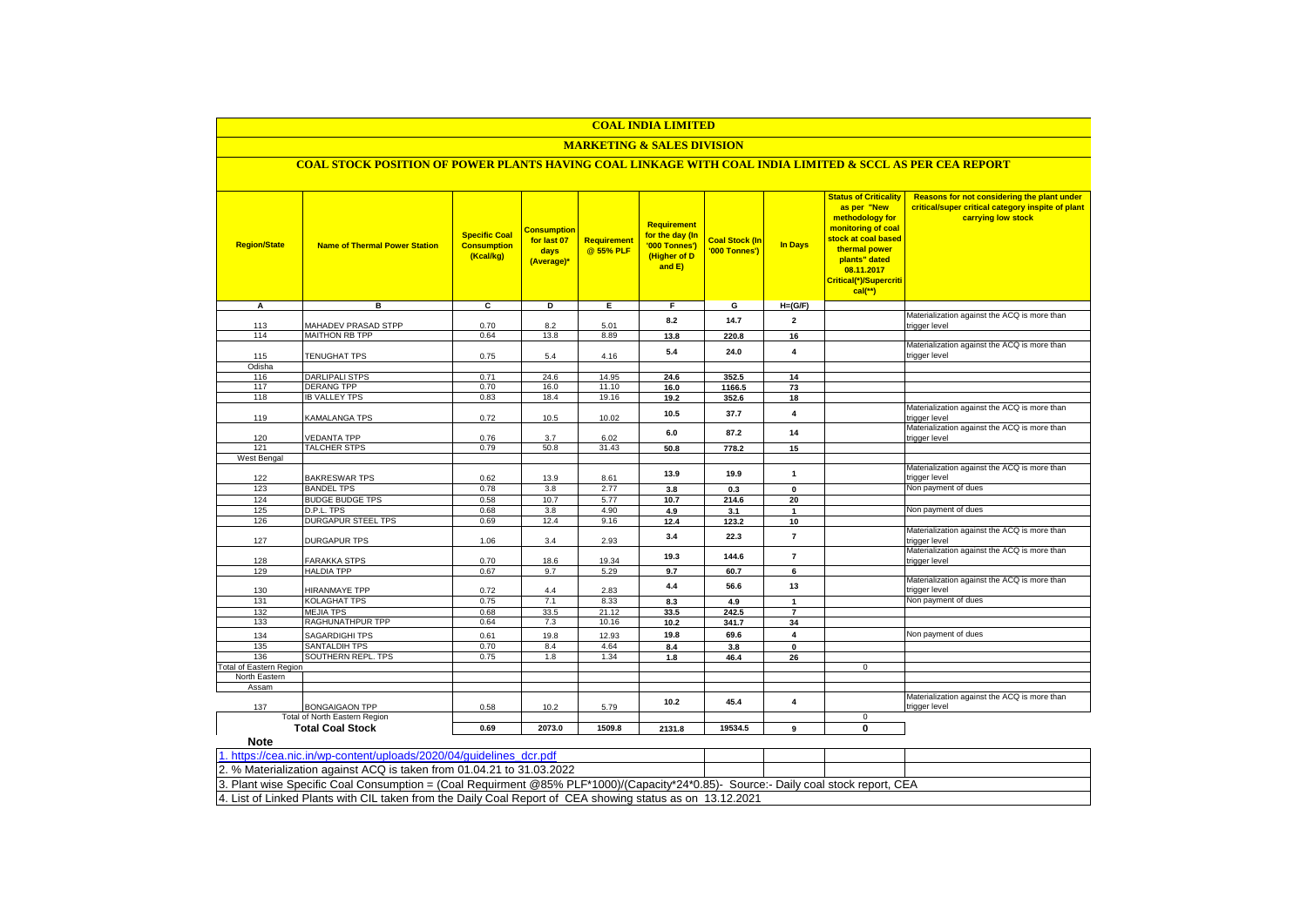# COAL INDIA LIMITED

## MARKETING & SALES DIVISION

### COAL STOCK POSITION OF POWER PLANTS HAVING COAL LINKAGE WITH COAL INDIA LIMITED & SCCL AS PER CEA REPORT

| Region/State | Name of Thermal Power Station | Specific Coal Consumption (Kcal/kg) | Consumption for last 07 days (Average)* | Requirement @ 55% PLF | Requirement for the day (In '000 Tonnes') (Higher of D and E) | Coal Stock (In '000 Tonnes') | In Days | Status of Criticality as per "New methodology for monitoring of coal stock at coal based thermal power plants" dated 08.11.2017 Critical(*)/Supercritical(**) | Reasons for not considering the plant under critical/super critical category inspite of plant carrying low stock |
|---|---|---|---|---|---|---|---|---|---|
| A | B | C | D | E | F | G | H=(G/F) | | |
| 113 | MAHADEV PRASAD STPP | 0.70 | 8.2 | 5.01 | 8.2 | 14.7 | 2 | | Materialization against the ACQ is more than trigger level |
| 114 | MAITHON RB TPP | 0.64 | 13.8 | 8.89 | 13.8 | 220.8 | 16 | | |
| 115 | TENUGHAT TPS | 0.75 | 5.4 | 4.16 | 5.4 | 24.0 | 4 | | Materialization against the ACQ is more than trigger level |
| Odisha | | | | | | | | | |
| 116 | DARLIPALI STPS | 0.71 | 24.6 | 14.95 | 24.6 | 352.5 | 14 | | |
| 117 | DERANG TPP | 0.70 | 16.0 | 11.10 | 16.0 | 1166.5 | 73 | | |
| 118 | IB VALLEY TPS | 0.83 | 18.4 | 19.16 | 19.2 | 352.6 | 18 | | |
| 119 | KAMALANGA TPS | 0.72 | 10.5 | 10.02 | 10.5 | 37.7 | 4 | | Materialization against the ACQ is more than trigger level |
| 120 | VEDANTA TPP | 0.76 | 3.7 | 6.02 | 6.0 | 87.2 | 14 | | Materialization against the ACQ is more than trigger level |
| 121 | TALCHER STPS | 0.79 | 50.8 | 31.43 | 50.8 | 778.2 | 15 | | |
| West Bengal | | | | | | | | | |
| 122 | BAKRESWAR TPS | 0.62 | 13.9 | 8.61 | 13.9 | 19.9 | 1 | | Materialization against the ACQ is more than trigger level |
| 123 | BANDEL TPS | 0.78 | 3.8 | 2.77 | 3.8 | 0.3 | 0 | | Non payment of dues |
| 124 | BUDGE BUDGE TPS | 0.58 | 10.7 | 5.77 | 10.7 | 214.6 | 20 | | |
| 125 | D.P.L. TPS | 0.68 | 3.8 | 4.90 | 4.9 | 3.1 | 1 | | Non payment of dues |
| 126 | DURGAPUR STEEL TPS | 0.69 | 12.4 | 9.16 | 12.4 | 123.2 | 10 | | |
| 127 | DURGAPUR TPS | 1.06 | 3.4 | 2.93 | 3.4 | 22.3 | 7 | | Materialization against the ACQ is more than trigger level |
| 128 | FARAKKA STPS | 0.70 | 18.6 | 19.34 | 19.3 | 144.6 | 7 | | Materialization against the ACQ is more than trigger level |
| 129 | HALDIA TPP | 0.67 | 9.7 | 5.29 | 9.7 | 60.7 | 6 | | |
| 130 | HIRANMAYE TPP | 0.72 | 4.4 | 2.83 | 4.4 | 56.6 | 13 | | Materialization against the ACQ is more than trigger level |
| 131 | KOLAGHAT TPS | 0.75 | 7.1 | 8.33 | 8.3 | 4.9 | 1 | | Non payment of dues |
| 132 | MEJIA TPS | 0.68 | 33.5 | 21.12 | 33.5 | 242.5 | 7 | | |
| 133 | RAGHUNATHPUR TPP | 0.64 | 7.3 | 10.16 | 10.2 | 341.7 | 34 | | |
| 134 | SAGARDIGHI TPS | 0.61 | 19.8 | 12.93 | 19.8 | 69.6 | 4 | | Non payment of dues |
| 135 | SANTALDIH TPS | 0.70 | 8.4 | 4.64 | 8.4 | 3.8 | 0 | | |
| 136 | SOUTHERN REPL. TPS | 0.75 | 1.8 | 1.34 | 1.8 | 46.4 | 26 | | |
| Total of Eastern Region | | | | | | | | 0 | |
| North Eastern | | | | | | | | | |
| Assam | | | | | | | | | |
| 137 | BONGAIGAON TPP | 0.58 | 10.2 | 5.79 | 10.2 | 45.4 | 4 | | Materialization against the ACQ is more than trigger level |
| Total of North Eastern Region | | | | | | | | 0 | |
| **Total Coal Stock** | | 0.69 | 2073.0 | 1509.8 | 2131.8 | 19534.5 | 9 | 0 | |

**Note**

1. https://cea.nic.in/wp-content/uploads/2020/04/guidelines_dcr.pdf
2. % Materialization against ACQ is taken from 01.04.21 to 31.03.2022
3. Plant wise Specific Coal Consumption = (Coal Requirment @85% PLF*1000)/(Capacity*24*0.85)- Source:- Daily coal stock report, CEA
4. List of Linked Plants with CIL taken from the Daily Coal Report of CEA showing status as on 13.12.2021